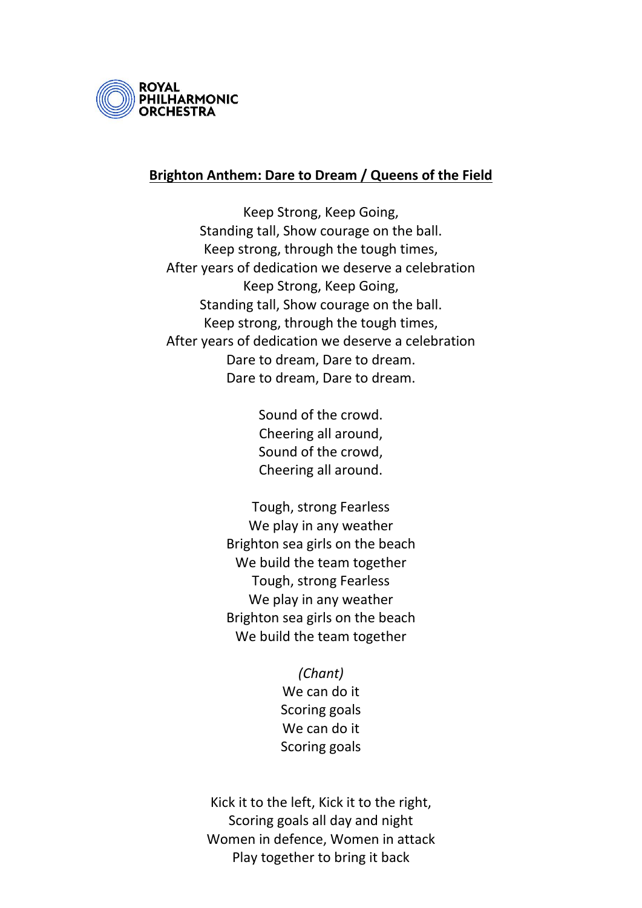ROYAL PHILHARMONIC ORCHESTRA

**Brighton Anthem: Dare to Dream / Queens of the Field**

Keep Strong, Keep Going,
Standing tall, Show courage on the ball.
Keep strong, through the tough times,
After years of dedication we deserve a celebration
Keep Strong, Keep Going,
Standing tall, Show courage on the ball.
Keep strong, through the tough times,
After years of dedication we deserve a celebration
Dare to dream, Dare to dream.
Dare to dream, Dare to dream.

Sound of the crowd.
Cheering all around,
Sound of the crowd,
Cheering all around.

Tough, strong Fearless
We play in any weather
Brighton sea girls on the beach
We build the team together
Tough, strong Fearless
We play in any weather
Brighton sea girls on the beach
We build the team together

*(Chant)*
We can do it
Scoring goals
We can do it
Scoring goals

Kick it to the left, Kick it to the right,
Scoring goals all day and night
Women in defence, Women in attack
Play together to bring it back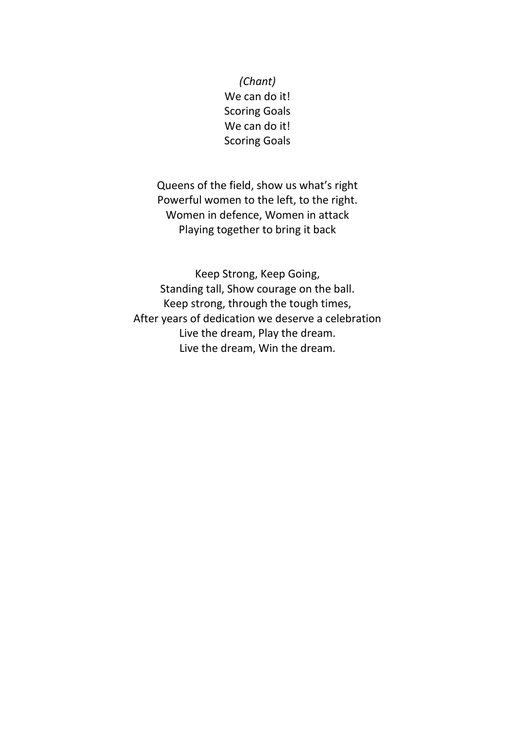*(Chant)*  
We can do it!  
Scoring Goals  
We can do it!  
Scoring Goals

Queens of the field, show us what's right  
Powerful women to the left, to the right.  
Women in defence, Women in attack  
Playing together to bring it back

Keep Strong, Keep Going,  
Standing tall, Show courage on the ball.  
Keep strong, through the tough times,  
After years of dedication we deserve a celebration  
Live the dream, Play the dream.  
Live the dream, Win the dream.